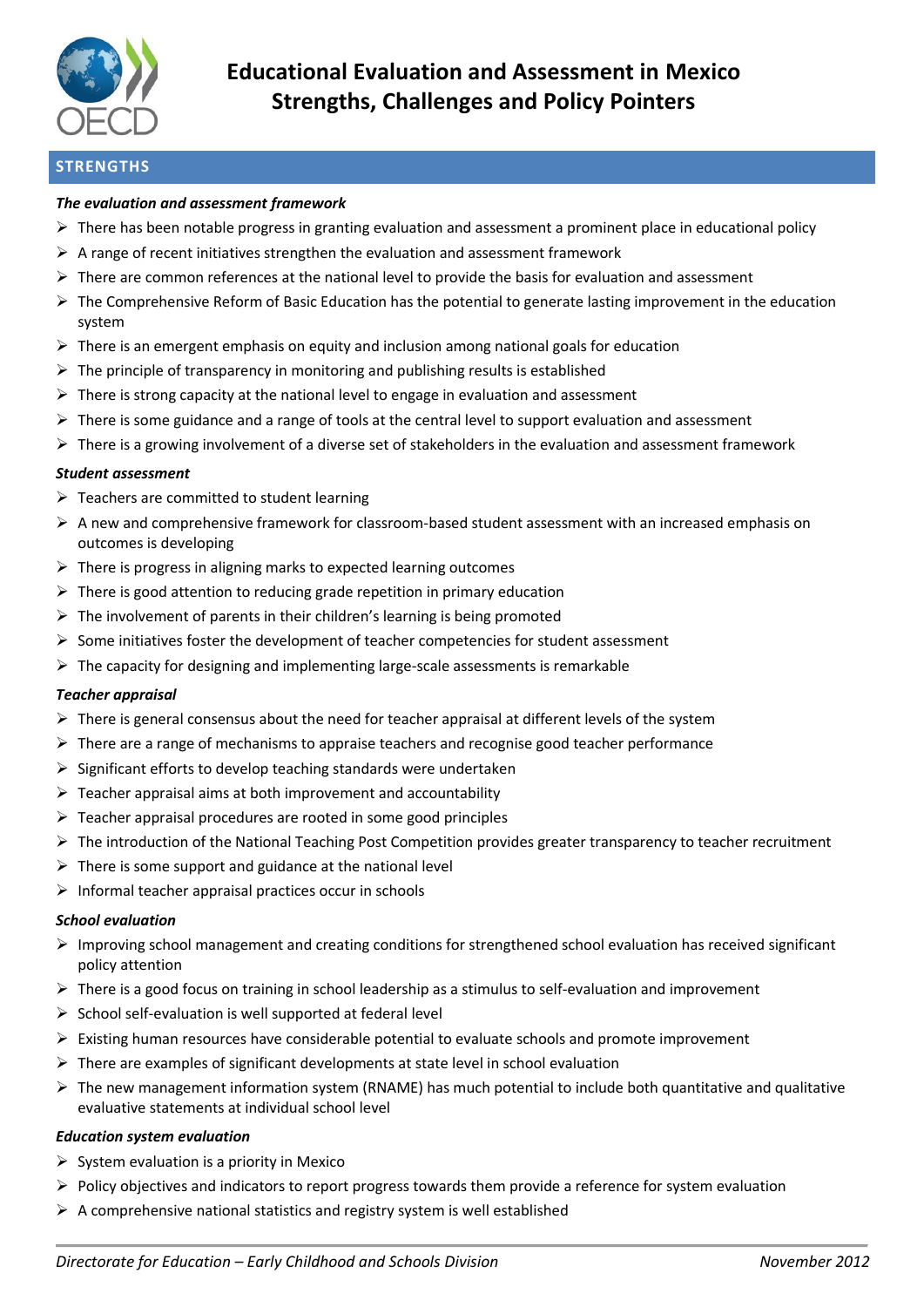# Educational Evaluation and Assessment in Mexico
# Strengths, Challenges and Policy Pointers

## STRENGTHS

### *The evaluation and assessment framework*

- There has been notable progress in granting evaluation and assessment a prominent place in educational policy
- A range of recent initiatives strengthen the evaluation and assessment framework
- There are common references at the national level to provide the basis for evaluation and assessment
- The Comprehensive Reform of Basic Education has the potential to generate lasting improvement in the education system
- There is an emergent emphasis on equity and inclusion among national goals for education
- The principle of transparency in monitoring and publishing results is established
- There is strong capacity at the national level to engage in evaluation and assessment
- There is some guidance and a range of tools at the central level to support evaluation and assessment
- There is a growing involvement of a diverse set of stakeholders in the evaluation and assessment framework

### *Student assessment*

- Teachers are committed to student learning
- A new and comprehensive framework for classroom-based student assessment with an increased emphasis on outcomes is developing
- There is progress in aligning marks to expected learning outcomes
- There is good attention to reducing grade repetition in primary education
- The involvement of parents in their children's learning is being promoted
- Some initiatives foster the development of teacher competencies for student assessment
- The capacity for designing and implementing large-scale assessments is remarkable

### *Teacher appraisal*

- There is general consensus about the need for teacher appraisal at different levels of the system
- There are a range of mechanisms to appraise teachers and recognise good teacher performance
- Significant efforts to develop teaching standards were undertaken
- Teacher appraisal aims at both improvement and accountability
- Teacher appraisal procedures are rooted in some good principles
- The introduction of the National Teaching Post Competition provides greater transparency to teacher recruitment
- There is some support and guidance at the national level
- Informal teacher appraisal practices occur in schools

### *School evaluation*

- Improving school management and creating conditions for strengthened school evaluation has received significant policy attention
- There is a good focus on training in school leadership as a stimulus to self-evaluation and improvement
- School self-evaluation is well supported at federal level
- Existing human resources have considerable potential to evaluate schools and promote improvement
- There are examples of significant developments at state level in school evaluation
- The new management information system (RNAME) has much potential to include both quantitative and qualitative evaluative statements at individual school level

### *Education system evaluation*

- System evaluation is a priority in Mexico
- Policy objectives and indicators to report progress towards them provide a reference for system evaluation
- A comprehensive national statistics and registry system is well established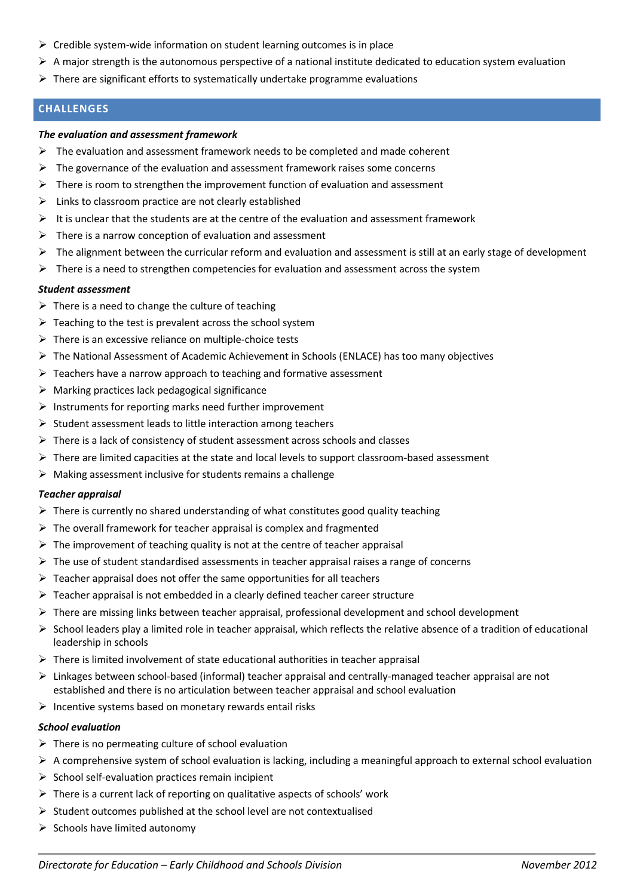- Credible system-wide information on student learning outcomes is in place
- A major strength is the autonomous perspective of a national institute dedicated to education system evaluation
- There are significant efforts to systematically undertake programme evaluations

## CHALLENGES

***The evaluation and assessment framework***

- The evaluation and assessment framework needs to be completed and made coherent
- The governance of the evaluation and assessment framework raises some concerns
- There is room to strengthen the improvement function of evaluation and assessment
- Links to classroom practice are not clearly established
- It is unclear that the students are at the centre of the evaluation and assessment framework
- There is a narrow conception of evaluation and assessment
- The alignment between the curricular reform and evaluation and assessment is still at an early stage of development
- There is a need to strengthen competencies for evaluation and assessment across the system

***Student assessment***

- There is a need to change the culture of teaching
- Teaching to the test is prevalent across the school system
- There is an excessive reliance on multiple-choice tests
- The National Assessment of Academic Achievement in Schools (ENLACE) has too many objectives
- Teachers have a narrow approach to teaching and formative assessment
- Marking practices lack pedagogical significance
- Instruments for reporting marks need further improvement
- Student assessment leads to little interaction among teachers
- There is a lack of consistency of student assessment across schools and classes
- There are limited capacities at the state and local levels to support classroom-based assessment
- Making assessment inclusive for students remains a challenge

***Teacher appraisal***

- There is currently no shared understanding of what constitutes good quality teaching
- The overall framework for teacher appraisal is complex and fragmented
- The improvement of teaching quality is not at the centre of teacher appraisal
- The use of student standardised assessments in teacher appraisal raises a range of concerns
- Teacher appraisal does not offer the same opportunities for all teachers
- Teacher appraisal is not embedded in a clearly defined teacher career structure
- There are missing links between teacher appraisal, professional development and school development
- School leaders play a limited role in teacher appraisal, which reflects the relative absence of a tradition of educational leadership in schools
- There is limited involvement of state educational authorities in teacher appraisal
- Linkages between school-based (informal) teacher appraisal and centrally-managed teacher appraisal are not established and there is no articulation between teacher appraisal and school evaluation
- Incentive systems based on monetary rewards entail risks

***School evaluation***

- There is no permeating culture of school evaluation
- A comprehensive system of school evaluation is lacking, including a meaningful approach to external school evaluation
- School self-evaluation practices remain incipient
- There is a current lack of reporting on qualitative aspects of schools' work
- Student outcomes published at the school level are not contextualised
- Schools have limited autonomy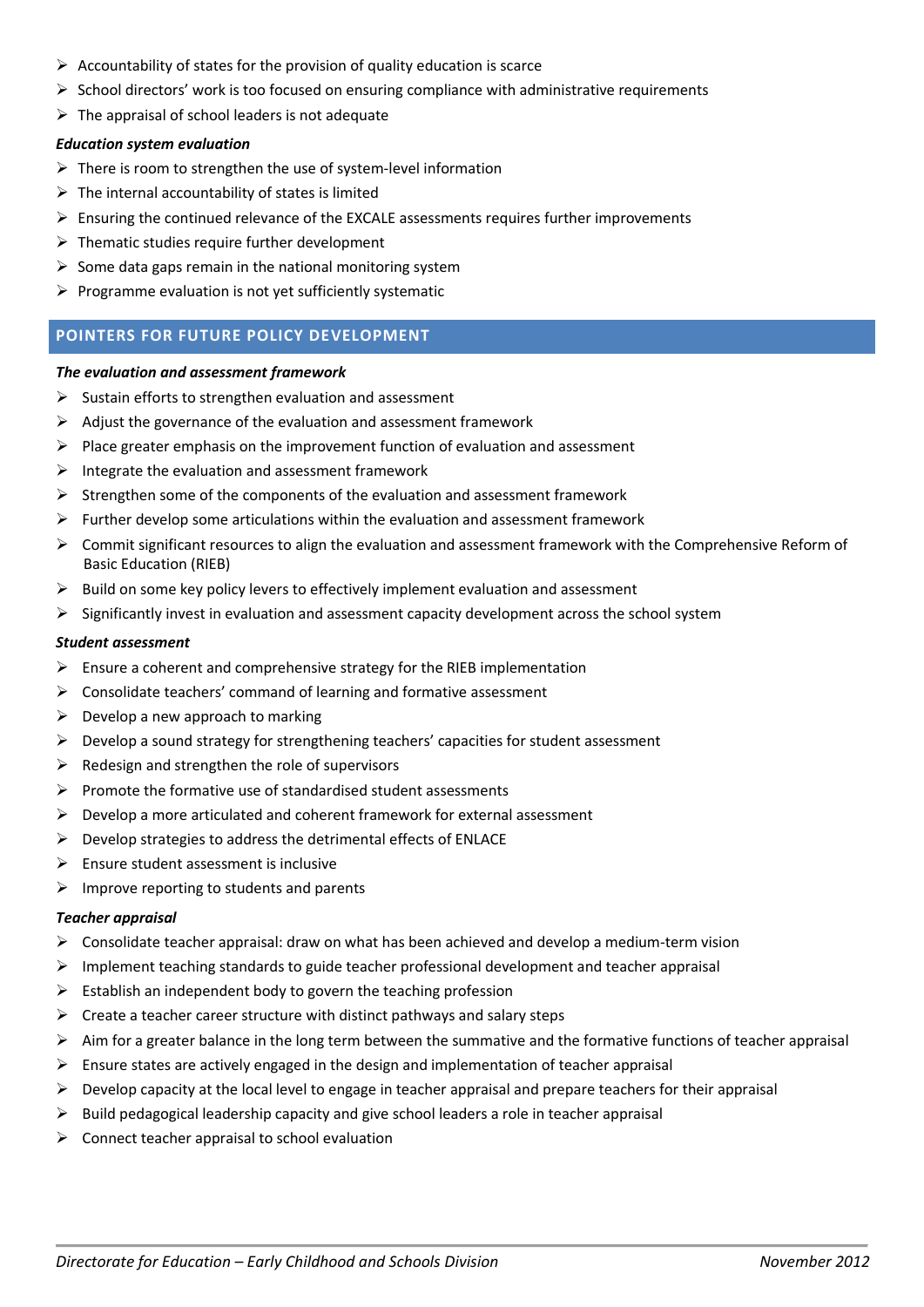- Accountability of states for the provision of quality education is scarce
- School directors' work is too focused on ensuring compliance with administrative requirements
- The appraisal of school leaders is not adequate

***Education system evaluation***

- There is room to strengthen the use of system-level information
- The internal accountability of states is limited
- Ensuring the continued relevance of the EXCALE assessments requires further improvements
- Thematic studies require further development
- Some data gaps remain in the national monitoring system
- Programme evaluation is not yet sufficiently systematic

## POINTERS FOR FUTURE POLICY DEVELOPMENT

***The evaluation and assessment framework***

- Sustain efforts to strengthen evaluation and assessment
- Adjust the governance of the evaluation and assessment framework
- Place greater emphasis on the improvement function of evaluation and assessment
- Integrate the evaluation and assessment framework
- Strengthen some of the components of the evaluation and assessment framework
- Further develop some articulations within the evaluation and assessment framework
- Commit significant resources to align the evaluation and assessment framework with the Comprehensive Reform of Basic Education (RIEB)
- Build on some key policy levers to effectively implement evaluation and assessment
- Significantly invest in evaluation and assessment capacity development across the school system

***Student assessment***

- Ensure a coherent and comprehensive strategy for the RIEB implementation
- Consolidate teachers' command of learning and formative assessment
- Develop a new approach to marking
- Develop a sound strategy for strengthening teachers' capacities for student assessment
- Redesign and strengthen the role of supervisors
- Promote the formative use of standardised student assessments
- Develop a more articulated and coherent framework for external assessment
- Develop strategies to address the detrimental effects of ENLACE
- Ensure student assessment is inclusive
- Improve reporting to students and parents

***Teacher appraisal***

- Consolidate teacher appraisal: draw on what has been achieved and develop a medium-term vision
- Implement teaching standards to guide teacher professional development and teacher appraisal
- Establish an independent body to govern the teaching profession
- Create a teacher career structure with distinct pathways and salary steps
- Aim for a greater balance in the long term between the summative and the formative functions of teacher appraisal
- Ensure states are actively engaged in the design and implementation of teacher appraisal
- Develop capacity at the local level to engage in teacher appraisal and prepare teachers for their appraisal
- Build pedagogical leadership capacity and give school leaders a role in teacher appraisal
- Connect teacher appraisal to school evaluation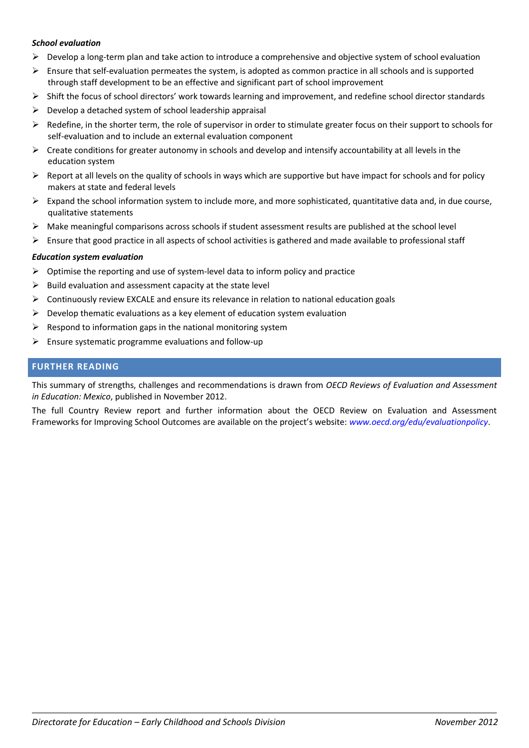***School evaluation***

- Develop a long-term plan and take action to introduce a comprehensive and objective system of school evaluation
- Ensure that self-evaluation permeates the system, is adopted as common practice in all schools and is supported through staff development to be an effective and significant part of school improvement
- Shift the focus of school directors' work towards learning and improvement, and redefine school director standards
- Develop a detached system of school leadership appraisal
- Redefine, in the shorter term, the role of supervisor in order to stimulate greater focus on their support to schools for self-evaluation and to include an external evaluation component
- Create conditions for greater autonomy in schools and develop and intensify accountability at all levels in the education system
- Report at all levels on the quality of schools in ways which are supportive but have impact for schools and for policy makers at state and federal levels
- Expand the school information system to include more, and more sophisticated, quantitative data and, in due course, qualitative statements
- Make meaningful comparisons across schools if student assessment results are published at the school level
- Ensure that good practice in all aspects of school activities is gathered and made available to professional staff

***Education system evaluation***

- Optimise the reporting and use of system-level data to inform policy and practice
- Build evaluation and assessment capacity at the state level
- Continuously review EXCALE and ensure its relevance in relation to national education goals
- Develop thematic evaluations as a key element of education system evaluation
- Respond to information gaps in the national monitoring system
- Ensure systematic programme evaluations and follow-up

## FURTHER READING

This summary of strengths, challenges and recommendations is drawn from *OECD Reviews of Evaluation and Assessment in Education: Mexico*, published in November 2012.

The full Country Review report and further information about the OECD Review on Evaluation and Assessment Frameworks for Improving School Outcomes are available on the project's website: *www.oecd.org/edu/evaluationpolicy*.